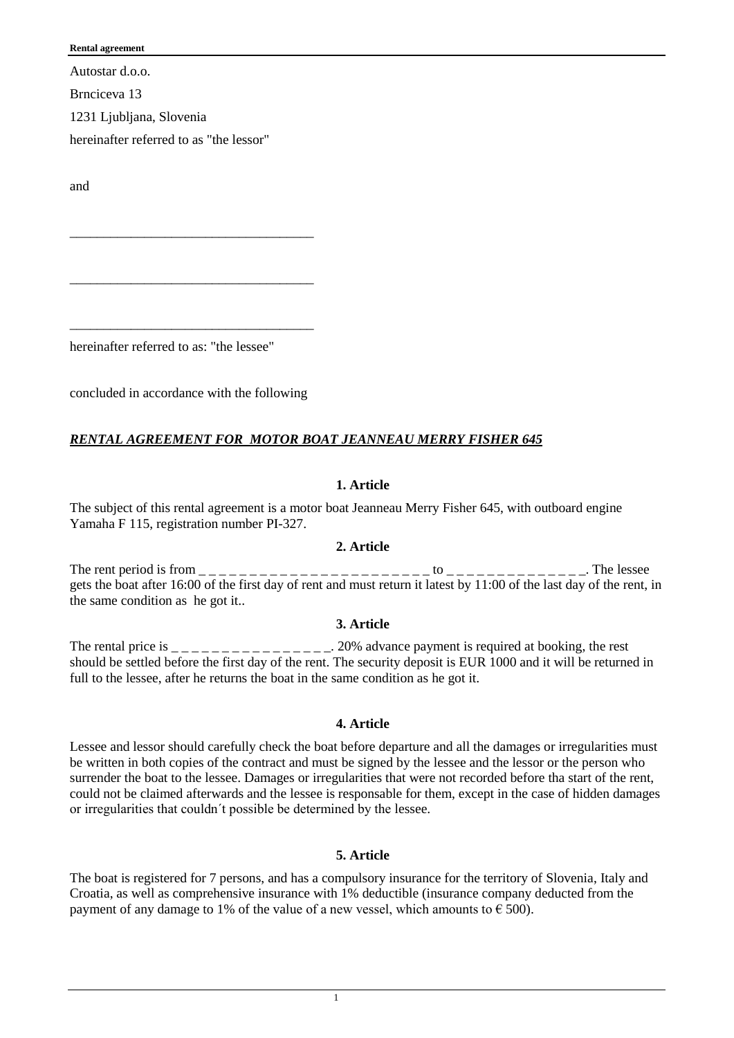**Rental agreement**

Autostar d.o.o.

Brnciceva 13

1231 Ljubljana, Slovenia

hereinafter referred to as "the lessor"

and

\_\_\_\_\_\_\_\_\_\_\_\_\_\_\_\_\_\_\_\_\_\_\_\_\_\_\_\_\_\_\_\_\_\_\_\_

\_\_\_\_\_\_\_\_\_\_\_\_\_\_\_\_\_\_\_\_\_\_\_\_\_\_\_\_\_\_\_\_\_\_\_\_

\_\_\_\_\_\_\_\_\_\_\_\_\_\_\_\_\_\_\_\_\_\_\_\_\_\_\_\_\_\_\_\_\_\_\_\_

hereinafter referred to as: "the lessee"

concluded in accordance with the following

***RENTAL AGREEMENT FOR MOTOR BOAT JEANNEAU MERRY FISHER 645***

**1. Article**

The subject of this rental agreement is a motor boat Jeanneau Merry Fisher 645, with outboard engine Yamaha F 115, registration number PI-327.

**2. Article**

The rent period is from \_ \_ \_ \_ \_ \_ \_ \_ \_ \_ \_ \_ \_ \_ \_ \_ \_ \_ \_ \_ \_ \_ \_ \_ to \_ \_ \_ \_ \_ \_ \_ \_ \_ \_ \_ \_ \_ \_ \_. The lessee gets the boat after 16:00 of the first day of rent and must return it latest by 11:00 of the last day of the rent, in the same condition as he got it..

**3. Article**

The rental price is \_ \_ \_ \_ \_ \_ \_ \_ \_ \_ \_ \_ \_ \_ \_ \_ \_. 20% advance payment is required at booking, the rest should be settled before the first day of the rent. The security deposit is EUR 1000 and it will be returned in full to the lessee, after he returns the boat in the same condition as he got it.

**4. Article**

Lessee and lessor should carefully check the boat before departure and all the damages or irregularities must be written in both copies of the contract and must be signed by the lessee and the lessor or the person who surrender the boat to the lessee. Damages or irregularities that were not recorded before tha start of the rent, could not be claimed afterwards and the lessee is responsable for them, except in the case of hidden damages or irregularities that couldn´t possible be determined by the lessee.

**5. Article**

The boat is registered for 7 persons, and has a compulsory insurance for the territory of Slovenia, Italy and Croatia, as well as comprehensive insurance with 1% deductible (insurance company deducted from the payment of any damage to 1% of the value of a new vessel, which amounts to € 500).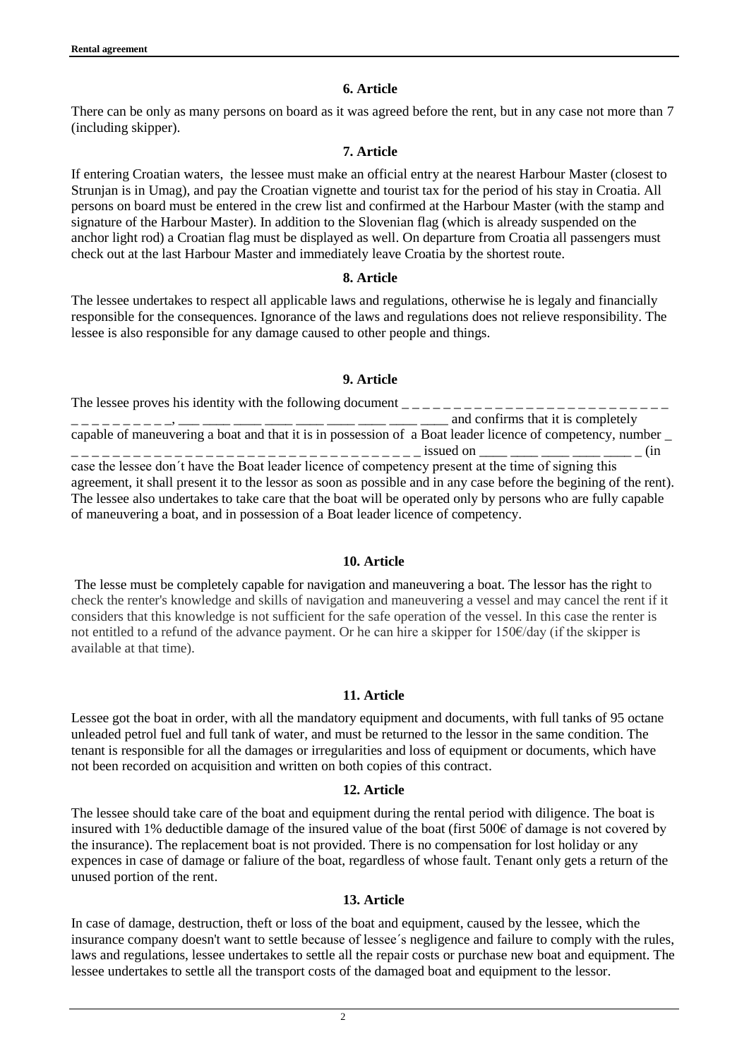### 6. Article

There can be only as many persons on board as it was agreed before the rent, but in any case not more than 7 (including skipper).

### 7. Article

If entering Croatian waters, the lessee must make an official entry at the nearest Harbour Master (closest to Strunjan is in Umag), and pay the Croatian vignette and tourist tax for the period of his stay in Croatia. All persons on board must be entered in the crew list and confirmed at the Harbour Master (with the stamp and signature of the Harbour Master). In addition to the Slovenian flag (which is already suspended on the anchor light rod) a Croatian flag must be displayed as well. On departure from Croatia all passengers must check out at the last Harbour Master and immediately leave Croatia by the shortest route.

### 8. Article

The lessee undertakes to respect all applicable laws and regulations, otherwise he is legaly and financially responsible for the consequences. Ignorance of the laws and regulations does not relieve responsibility. The lessee is also responsible for any damage caused to other people and things.

### 9. Article

The lessee proves his identity with the following document _ _ _ _ _ _ _ _ _ _ _ _ _ _ _ _ _ _ _ _ _ _ _ _ _ _ _ _ _ _ _ _ _ _ _ _ _ _, ___ ____ ____ ____ ____ ____ ____ ____ ____ and confirms that it is completely capable of maneuvering a boat and that it is in possession of a Boat leader licence of competency, number _ _ _ _ _ _ _ _ _ _ _ _ _ _ _ _ _ _ _ _ _ _ _ _ _ _ _ _ _ _ _ _ _ _ _ _ issued on ____ ____ ____ ____ ____ _ (in case the lessee don´t have the Boat leader licence of competency present at the time of signing this agreement, it shall present it to the lessor as soon as possible and in any case before the begining of the rent). The lessee also undertakes to take care that the boat will be operated only by persons who are fully capable of maneuvering a boat, and in possession of a Boat leader licence of competency.

### 10. Article

The lesse must be completely capable for navigation and maneuvering a boat. The lessor has the right to check the renter's knowledge and skills of navigation and maneuvering a vessel and may cancel the rent if it considers that this knowledge is not sufficient for the safe operation of the vessel. In this case the renter is not entitled to a refund of the advance payment. Or he can hire a skipper for 150€/day (if the skipper is available at that time).

### 11. Article

Lessee got the boat in order, with all the mandatory equipment and documents, with full tanks of 95 octane unleaded petrol fuel and full tank of water, and must be returned to the lessor in the same condition. The tenant is responsible for all the damages or irregularities and loss of equipment or documents, which have not been recorded on acquisition and written on both copies of this contract.

### 12. Article

The lessee should take care of the boat and equipment during the rental period with diligence. The boat is insured with 1% deductible damage of the insured value of the boat (first 500€ of damage is not covered by the insurance). The replacement boat is not provided. There is no compensation for lost holiday or any expences in case of damage or faliure of the boat, regardless of whose fault. Tenant only gets a return of the unused portion of the rent.

### 13. Article

In case of damage, destruction, theft or loss of the boat and equipment, caused by the lessee, which the insurance company doesn't want to settle because of lessee´s negligence and failure to comply with the rules, laws and regulations, lessee undertakes to settle all the repair costs or purchase new boat and equipment. The lessee undertakes to settle all the transport costs of the damaged boat and equipment to the lessor.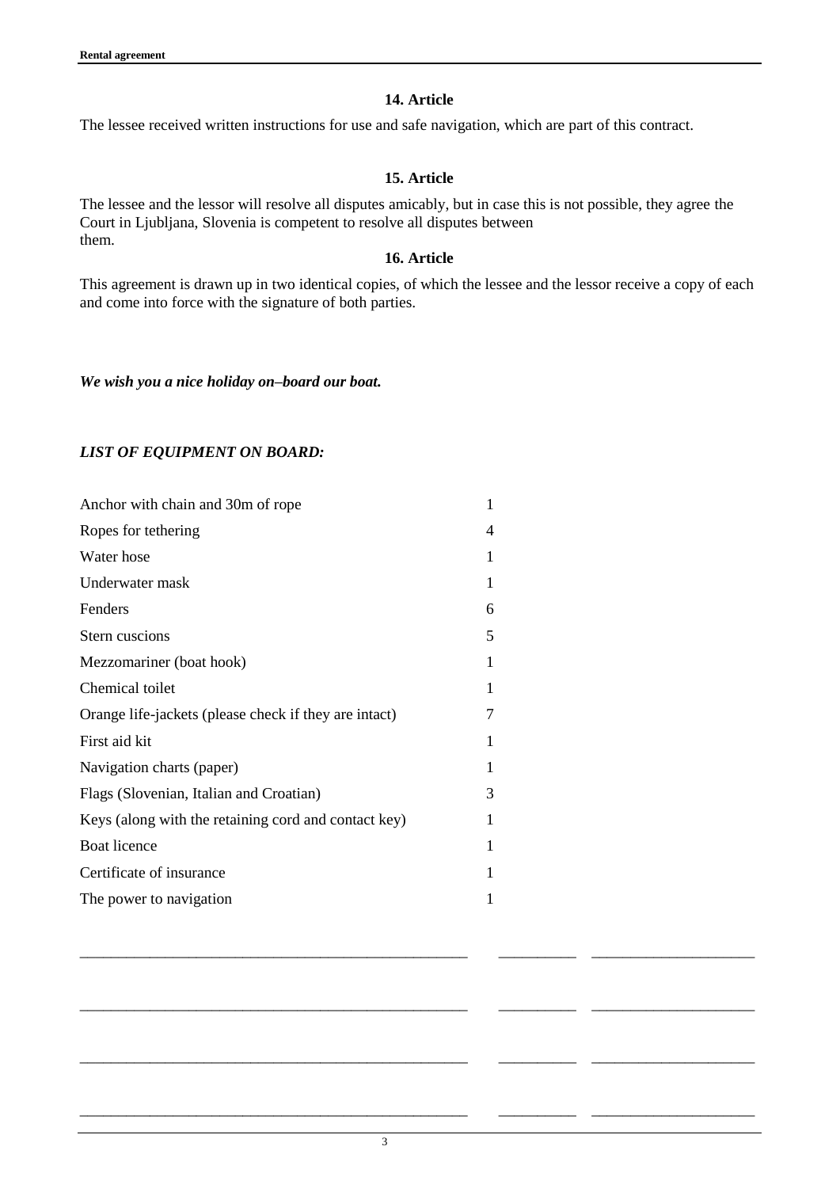### 14. Article

The lessee received written instructions for use and safe navigation, which are part of this contract.

### 15. Article

The lessee and the lessor will resolve all disputes amicably, but in case this is not possible, they agree the Court in Ljubljana, Slovenia is competent to resolve all disputes between them.

### 16. Article

This agreement is drawn up in two identical copies, of which the lessee and the lessor receive a copy of each and come into force with the signature of both parties.

***We wish you a nice holiday on–board our boat.***

***LIST OF EQUIPMENT ON BOARD:***

| | |
|---|---|
| Anchor with chain and 30m of rope | 1 |
| Ropes for tethering | 4 |
| Water hose | 1 |
| Underwater mask | 1 |
| Fenders | 6 |
| Stern cuscions | 5 |
| Mezzomariner (boat hook) | 1 |
| Chemical toilet | 1 |
| Orange life-jackets (please check if they are intact) | 7 |
| First aid kit | 1 |
| Navigation charts (paper) | 1 |
| Flags (Slovenian, Italian and Croatian) | 3 |
| Keys (along with the retaining cord and contact key) | 1 |
| Boat licence | 1 |
| Certificate of insurance | 1 |
| The power to navigation | 1 |

___________________________________________________ __________ _____________________

___________________________________________________ __________ _____________________

___________________________________________________ __________ _____________________

___________________________________________________ __________ _____________________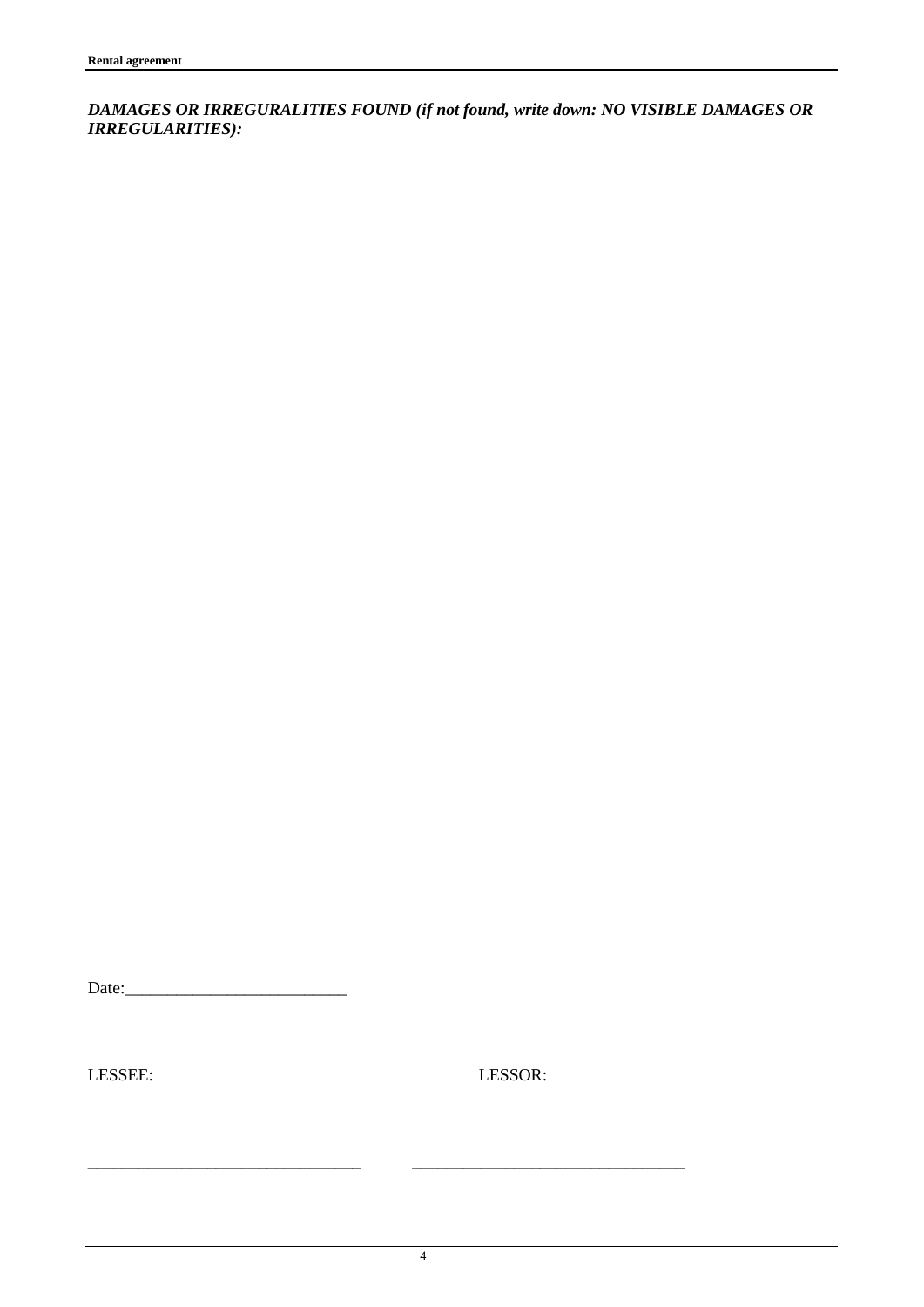***DAMAGES OR IRREGURALITIES FOUND (if not found, write down: NO VISIBLE DAMAGES OR IRREGULARITIES):***

Date:_________________________

LESSEE: LESSOR:

________________________________ ________________________________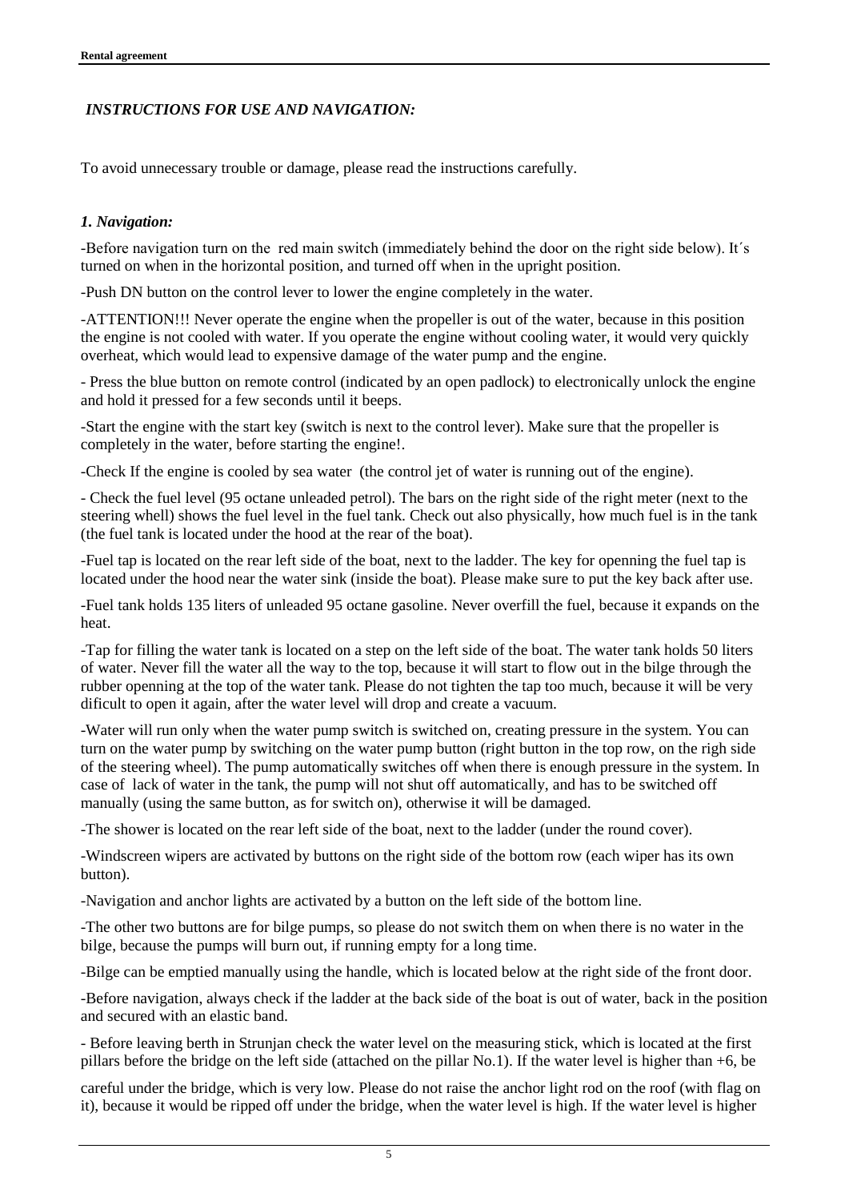***INSTRUCTIONS FOR USE AND NAVIGATION:***

To avoid unnecessary trouble or damage, please read the instructions carefully.

***1. Navigation:***

-Before navigation turn on the red main switch (immediately behind the door on the right side below). It´s turned on when in the horizontal position, and turned off when in the upright position.

-Push DN button on the control lever to lower the engine completely in the water.

-ATTENTION!!! Never operate the engine when the propeller is out of the water, because in this position the engine is not cooled with water. If you operate the engine without cooling water, it would very quickly overheat, which would lead to expensive damage of the water pump and the engine.

- Press the blue button on remote control (indicated by an open padlock) to electronically unlock the engine and hold it pressed for a few seconds until it beeps.

-Start the engine with the start key (switch is next to the control lever). Make sure that the propeller is completely in the water, before starting the engine!.

-Check If the engine is cooled by sea water (the control jet of water is running out of the engine).

- Check the fuel level (95 octane unleaded petrol). The bars on the right side of the right meter (next to the steering whell) shows the fuel level in the fuel tank. Check out also physically, how much fuel is in the tank (the fuel tank is located under the hood at the rear of the boat).

-Fuel tap is located on the rear left side of the boat, next to the ladder. The key for openning the fuel tap is located under the hood near the water sink (inside the boat). Please make sure to put the key back after use.

-Fuel tank holds 135 liters of unleaded 95 octane gasoline. Never overfill the fuel, because it expands on the heat.

-Tap for filling the water tank is located on a step on the left side of the boat. The water tank holds 50 liters of water. Never fill the water all the way to the top, because it will start to flow out in the bilge through the rubber openning at the top of the water tank. Please do not tighten the tap too much, because it will be very dificult to open it again, after the water level will drop and create a vacuum.

-Water will run only when the water pump switch is switched on, creating pressure in the system. You can turn on the water pump by switching on the water pump button (right button in the top row, on the righ side of the steering wheel). The pump automatically switches off when there is enough pressure in the system. In case of lack of water in the tank, the pump will not shut off automatically, and has to be switched off manually (using the same button, as for switch on), otherwise it will be damaged.

-The shower is located on the rear left side of the boat, next to the ladder (under the round cover).

-Windscreen wipers are activated by buttons on the right side of the bottom row (each wiper has its own button).

-Navigation and anchor lights are activated by a button on the left side of the bottom line.

-The other two buttons are for bilge pumps, so please do not switch them on when there is no water in the bilge, because the pumps will burn out, if running empty for a long time.

-Bilge can be emptied manually using the handle, which is located below at the right side of the front door.

-Before navigation, always check if the ladder at the back side of the boat is out of water, back in the position and secured with an elastic band.

- Before leaving berth in Strunjan check the water level on the measuring stick, which is located at the first pillars before the bridge on the left side (attached on the pillar No.1). If the water level is higher than +6, be careful under the bridge, which is very low. Please do not raise the anchor light rod on the roof (with flag on it), because it would be ripped off under the bridge, when the water level is high. If the water level is higher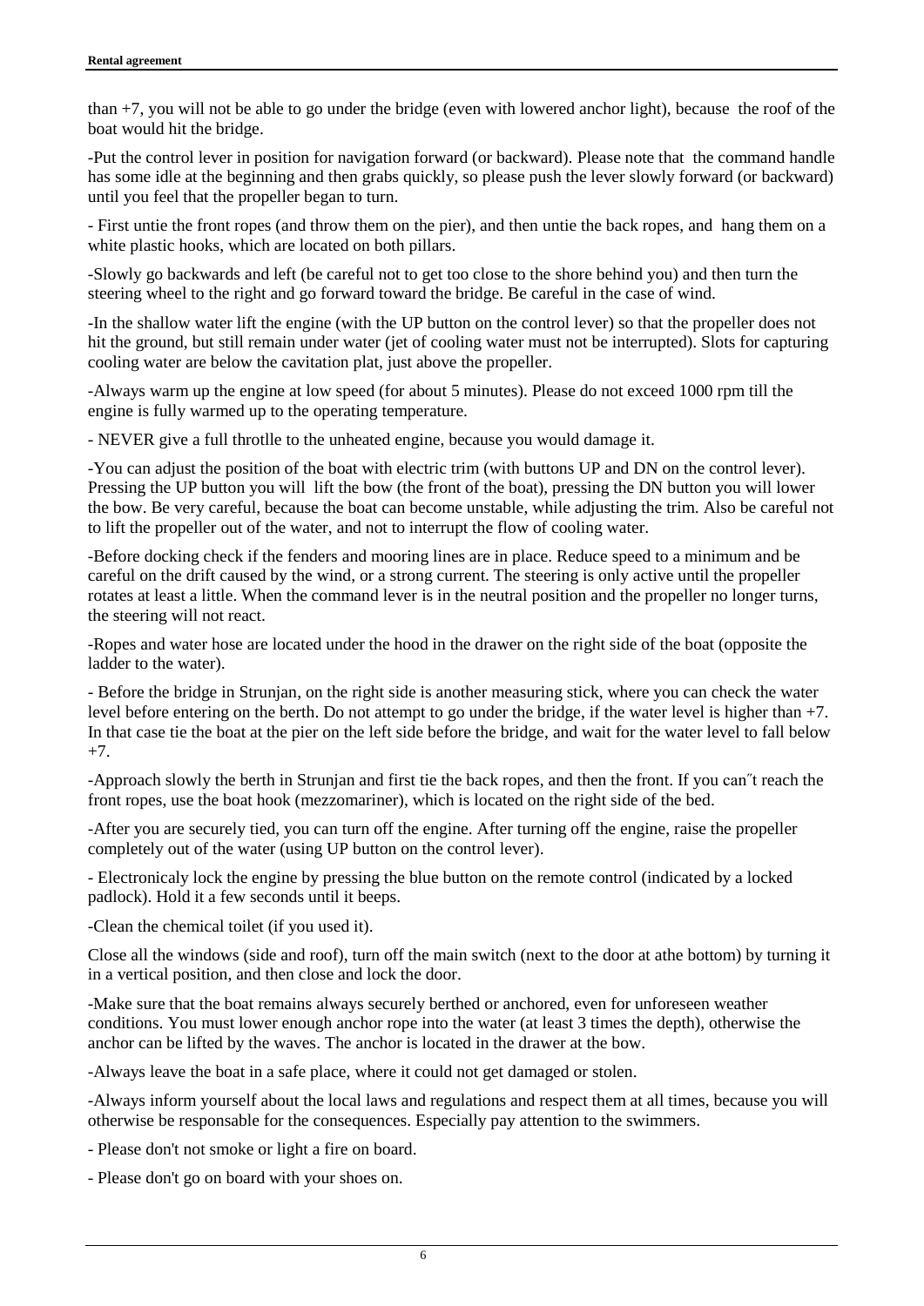than +7, you will not be able to go under the bridge (even with lowered anchor light), because the roof of the boat would hit the bridge.

-Put the control lever in position for navigation forward (or backward). Please note that the command handle has some idle at the beginning and then grabs quickly, so please push the lever slowly forward (or backward) until you feel that the propeller began to turn.

- First untie the front ropes (and throw them on the pier), and then untie the back ropes, and hang them on a white plastic hooks, which are located on both pillars.

-Slowly go backwards and left (be careful not to get too close to the shore behind you) and then turn the steering wheel to the right and go forward toward the bridge. Be careful in the case of wind.

-In the shallow water lift the engine (with the UP button on the control lever) so that the propeller does not hit the ground, but still remain under water (jet of cooling water must not be interrupted). Slots for capturing cooling water are below the cavitation plat, just above the propeller.

-Always warm up the engine at low speed (for about 5 minutes). Please do not exceed 1000 rpm till the engine is fully warmed up to the operating temperature.

- NEVER give a full throtlle to the unheated engine, because you would damage it.

-You can adjust the position of the boat with electric trim (with buttons UP and DN on the control lever). Pressing the UP button you will lift the bow (the front of the boat), pressing the DN button you will lower the bow. Be very careful, because the boat can become unstable, while adjusting the trim. Also be careful not to lift the propeller out of the water, and not to interrupt the flow of cooling water.

-Before docking check if the fenders and mooring lines are in place. Reduce speed to a minimum and be careful on the drift caused by the wind, or a strong current. The steering is only active until the propeller rotates at least a little. When the command lever is in the neutral position and the propeller no longer turns, the steering will not react.

-Ropes and water hose are located under the hood in the drawer on the right side of the boat (opposite the ladder to the water).

- Before the bridge in Strunjan, on the right side is another measuring stick, where you can check the water level before entering on the berth. Do not attempt to go under the bridge, if the water level is higher than +7. In that case tie the boat at the pier on the left side before the bridge, and wait for the water level to fall below +7.

-Approach slowly the berth in Strunjan and first tie the back ropes, and then the front. If you can˝t reach the front ropes, use the boat hook (mezzomariner), which is located on the right side of the bed.

-After you are securely tied, you can turn off the engine. After turning off the engine, raise the propeller completely out of the water (using UP button on the control lever).

- Electronicaly lock the engine by pressing the blue button on the remote control (indicated by a locked padlock). Hold it a few seconds until it beeps.

-Clean the chemical toilet (if you used it).

Close all the windows (side and roof), turn off the main switch (next to the door at athe bottom) by turning it in a vertical position, and then close and lock the door.

-Make sure that the boat remains always securely berthed or anchored, even for unforeseen weather conditions. You must lower enough anchor rope into the water (at least 3 times the depth), otherwise the anchor can be lifted by the waves. The anchor is located in the drawer at the bow.

-Always leave the boat in a safe place, where it could not get damaged or stolen.

-Always inform yourself about the local laws and regulations and respect them at all times, because you will otherwise be responsable for the consequences. Especially pay attention to the swimmers.

- Please don't not smoke or light a fire on board.

- Please don't go on board with your shoes on.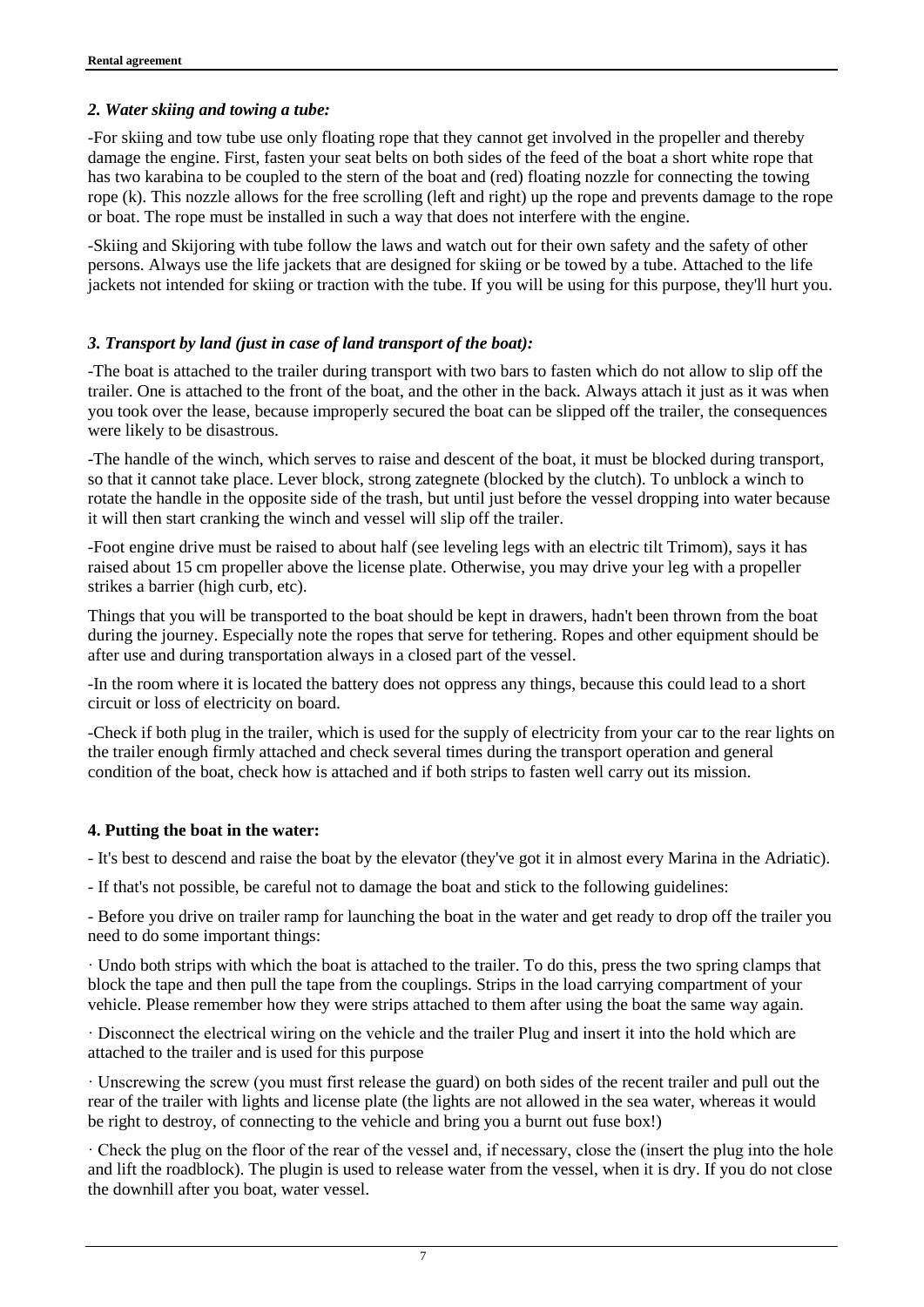### *2. Water skiing and towing a tube:*

-For skiing and tow tube use only floating rope that they cannot get involved in the propeller and thereby damage the engine. First, fasten your seat belts on both sides of the feed of the boat a short white rope that has two karabina to be coupled to the stern of the boat and (red) floating nozzle for connecting the towing rope (k). This nozzle allows for the free scrolling (left and right) up the rope and prevents damage to the rope or boat. The rope must be installed in such a way that does not interfere with the engine.

-Skiing and Skijoring with tube follow the laws and watch out for their own safety and the safety of other persons. Always use the life jackets that are designed for skiing or be towed by a tube. Attached to the life jackets not intended for skiing or traction with the tube. If you will be using for this purpose, they'll hurt you.

### *3. Transport by land (just in case of land transport of the boat):*

-The boat is attached to the trailer during transport with two bars to fasten which do not allow to slip off the trailer. One is attached to the front of the boat, and the other in the back. Always attach it just as it was when you took over the lease, because improperly secured the boat can be slipped off the trailer, the consequences were likely to be disastrous.

-The handle of the winch, which serves to raise and descent of the boat, it must be blocked during transport, so that it cannot take place. Lever block, strong zategnete (blocked by the clutch). To unblock a winch to rotate the handle in the opposite side of the trash, but until just before the vessel dropping into water because it will then start cranking the winch and vessel will slip off the trailer.

-Foot engine drive must be raised to about half (see leveling legs with an electric tilt Trimom), says it has raised about 15 cm propeller above the license plate. Otherwise, you may drive your leg with a propeller strikes a barrier (high curb, etc).

Things that you will be transported to the boat should be kept in drawers, hadn't been thrown from the boat during the journey. Especially note the ropes that serve for tethering. Ropes and other equipment should be after use and during transportation always in a closed part of the vessel.

-In the room where it is located the battery does not oppress any things, because this could lead to a short circuit or loss of electricity on board.

-Check if both plug in the trailer, which is used for the supply of electricity from your car to the rear lights on the trailer enough firmly attached and check several times during the transport operation and general condition of the boat, check how is attached and if both strips to fasten well carry out its mission.

### **4. Putting the boat in the water:**

- It's best to descend and raise the boat by the elevator (they've got it in almost every Marina in the Adriatic).

- If that's not possible, be careful not to damage the boat and stick to the following guidelines:

- Before you drive on trailer ramp for launching the boat in the water and get ready to drop off the trailer you need to do some important things:

· Undo both strips with which the boat is attached to the trailer. To do this, press the two spring clamps that block the tape and then pull the tape from the couplings. Strips in the load carrying compartment of your vehicle. Please remember how they were strips attached to them after using the boat the same way again.

· Disconnect the electrical wiring on the vehicle and the trailer Plug and insert it into the hold which are attached to the trailer and is used for this purpose

· Unscrewing the screw (you must first release the guard) on both sides of the recent trailer and pull out the rear of the trailer with lights and license plate (the lights are not allowed in the sea water, whereas it would be right to destroy, of connecting to the vehicle and bring you a burnt out fuse box!)

· Check the plug on the floor of the rear of the vessel and, if necessary, close the (insert the plug into the hole and lift the roadblock). The plugin is used to release water from the vessel, when it is dry. If you do not close the downhill after you boat, water vessel.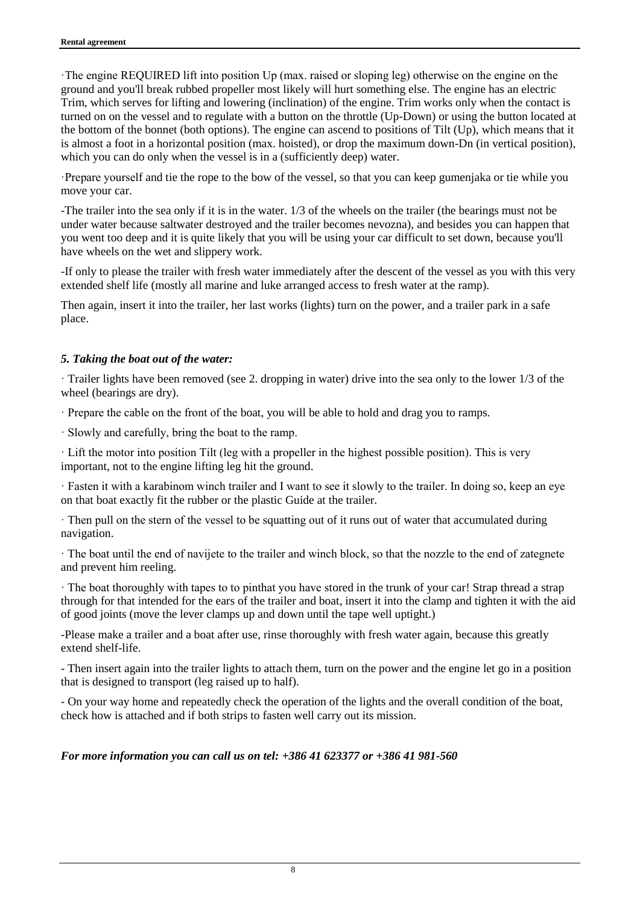·The engine REQUIRED lift into position Up (max. raised or sloping leg) otherwise on the engine on the ground and you'll break rubbed propeller most likely will hurt something else. The engine has an electric Trim, which serves for lifting and lowering (inclination) of the engine. Trim works only when the contact is turned on on the vessel and to regulate with a button on the throttle (Up-Down) or using the button located at the bottom of the bonnet (both options). The engine can ascend to positions of Tilt (Up), which means that it is almost a foot in a horizontal position (max. hoisted), or drop the maximum down-Dn (in vertical position), which you can do only when the vessel is in a (sufficiently deep) water.

·Prepare yourself and tie the rope to the bow of the vessel, so that you can keep gumenjaka or tie while you move your car.

-The trailer into the sea only if it is in the water. 1/3 of the wheels on the trailer (the bearings must not be under water because saltwater destroyed and the trailer becomes nevozna), and besides you can happen that you went too deep and it is quite likely that you will be using your car difficult to set down, because you'll have wheels on the wet and slippery work.

-If only to please the trailer with fresh water immediately after the descent of the vessel as you with this very extended shelf life (mostly all marine and luke arranged access to fresh water at the ramp).

Then again, insert it into the trailer, her last works (lights) turn on the power, and a trailer park in a safe place.

### *5. Taking the boat out of the water:*

· Trailer lights have been removed (see 2. dropping in water) drive into the sea only to the lower 1/3 of the wheel (bearings are dry).

· Prepare the cable on the front of the boat, you will be able to hold and drag you to ramps.

· Slowly and carefully, bring the boat to the ramp.

· Lift the motor into position Tilt (leg with a propeller in the highest possible position). This is very important, not to the engine lifting leg hit the ground.

· Fasten it with a karabinom winch trailer and I want to see it slowly to the trailer. In doing so, keep an eye on that boat exactly fit the rubber or the plastic Guide at the trailer.

· Then pull on the stern of the vessel to be squatting out of it runs out of water that accumulated during navigation.

· The boat until the end of navijete to the trailer and winch block, so that the nozzle to the end of zategnete and prevent him reeling.

· The boat thoroughly with tapes to to pinthat you have stored in the trunk of your car! Strap thread a strap through for that intended for the ears of the trailer and boat, insert it into the clamp and tighten it with the aid of good joints (move the lever clamps up and down until the tape well uptight.)

-Please make a trailer and a boat after use, rinse thoroughly with fresh water again, because this greatly extend shelf-life.

- Then insert again into the trailer lights to attach them, turn on the power and the engine let go in a position that is designed to transport (leg raised up to half).

- On your way home and repeatedly check the operation of the lights and the overall condition of the boat, check how is attached and if both strips to fasten well carry out its mission.

***For more information you can call us on tel: +386 41 623377 or +386 41 981-560***